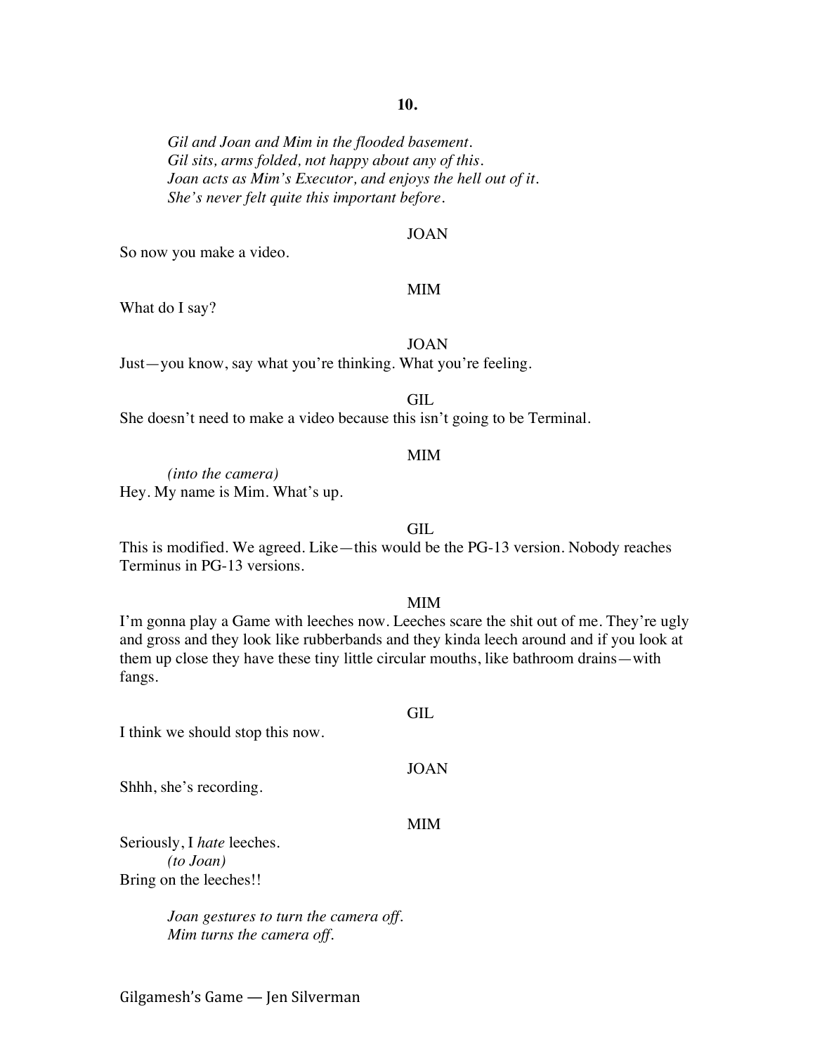*Gil and Joan and Mim in the flooded basement.*
*Gil sits, arms folded, not happy about any of this.*
*Joan acts as Mim's Executor, and enjoys the hell out of it.*
*She's never felt quite this important before.*

JOAN

So now you make a video.

MIM

What do I say?

JOAN

Just—you know, say what you're thinking. What you're feeling.

GIL

She doesn't need to make a video because this isn't going to be Terminal.

MIM

*(into the camera)*
Hey. My name is Mim. What's up.

GIL

This is modified. We agreed. Like—this would be the PG-13 version. Nobody reaches Terminus in PG-13 versions.

MIM

I'm gonna play a Game with leeches now. Leeches scare the shit out of me. They're ugly and gross and they look like rubberbands and they kinda leech around and if you look at them up close they have these tiny little circular mouths, like bathroom drains—with fangs.

GIL

I think we should stop this now.

JOAN

Shhh, she's recording.

MIM

Seriously, I *hate* leeches.
*(to Joan)*
Bring on the leeches!!

*Joan gestures to turn the camera off.*
*Mim turns the camera off.*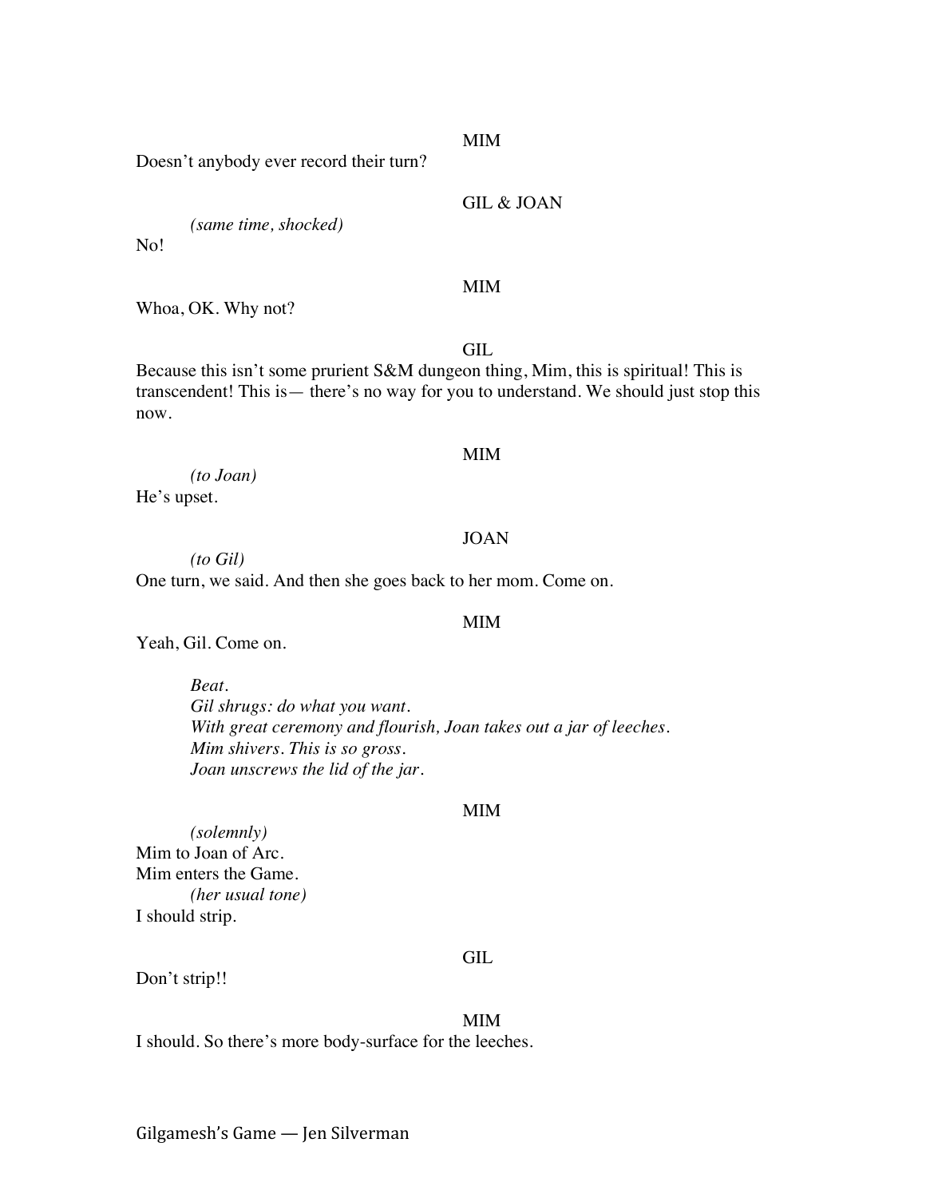MIM

Doesn't anybody ever record their turn?

GIL & JOAN

*(same time, shocked)*

No!

MIM

Whoa, OK. Why not?

GIL

Because this isn't some prurient S&M dungeon thing, Mim, this is spiritual! This is transcendent! This is— there's no way for you to understand. We should just stop this now.

MIM

*(to Joan)*

He's upset.

JOAN

*(to Gil)*

One turn, we said. And then she goes back to her mom. Come on.

MIM

Yeah, Gil. Come on.

*Beat.*
*Gil shrugs: do what you want.*
*With great ceremony and flourish, Joan takes out a jar of leeches.*
*Mim shivers. This is so gross.*
*Joan unscrews the lid of the jar.*

MIM

*(solemnly)*

Mim to Joan of Arc.
Mim enters the Game.

*(her usual tone)*

I should strip.

GIL

Don't strip!!

MIM

I should. So there's more body-surface for the leeches.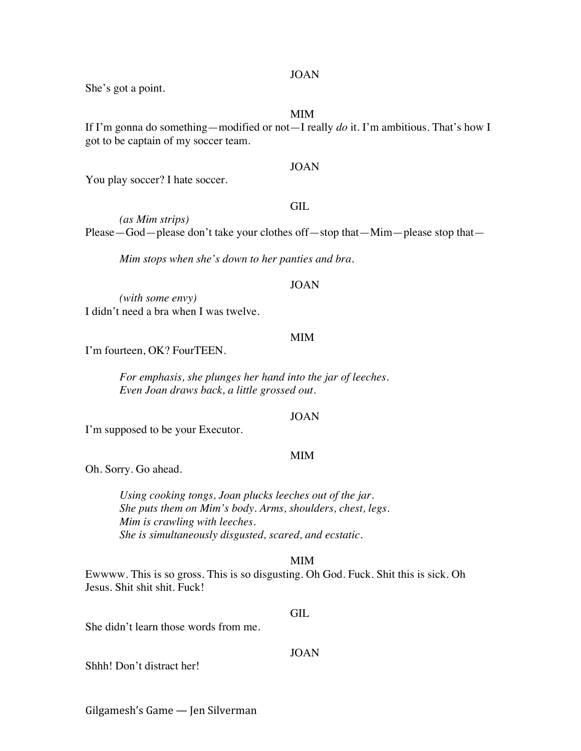JOAN

She's got a point.

MIM

If I'm gonna do something—modified or not—I really *do* it. I'm ambitious. That's how I got to be captain of my soccer team.

JOAN

You play soccer? I hate soccer.

GIL

*(as Mim strips)*

Please—God—please don't take your clothes off—stop that—Mim—please stop that—

*Mim stops when she's down to her panties and bra.*

JOAN

*(with some envy)*

I didn't need a bra when I was twelve.

MIM

I'm fourteen, OK? FourTEEN.

*For emphasis, she plunges her hand into the jar of leeches.*
*Even Joan draws back, a little grossed out.*

JOAN

I'm supposed to be your Executor.

MIM

Oh. Sorry. Go ahead.

*Using cooking tongs, Joan plucks leeches out of the jar.*
*She puts them on Mim's body. Arms, shoulders, chest, legs.*
*Mim is crawling with leeches.*
*She is simultaneously disgusted, scared, and ecstatic.*

MIM

Ewwww. This is so gross. This is so disgusting. Oh God. Fuck. Shit this is sick. Oh Jesus. Shit shit shit. Fuck!

GIL

She didn't learn those words from me.

JOAN

Shhh! Don't distract her!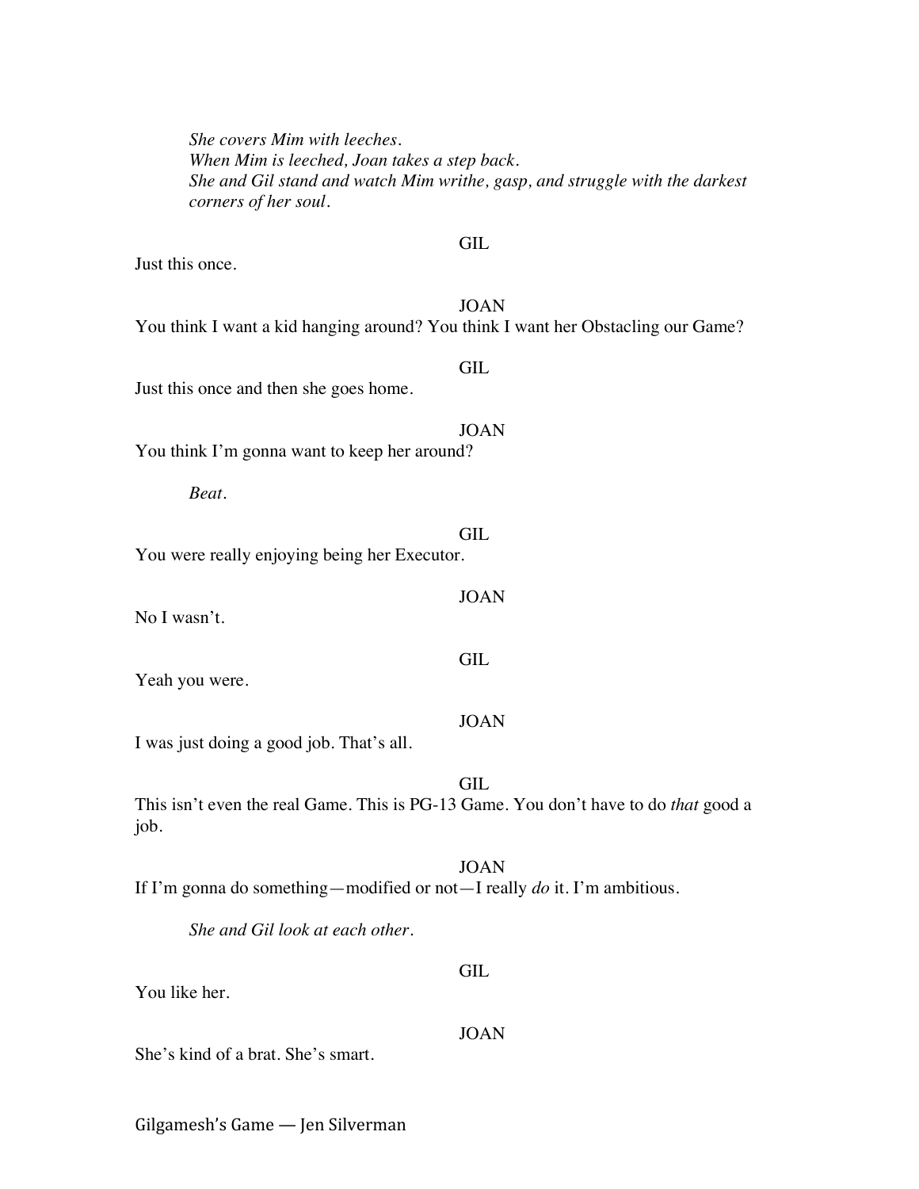*She covers Mim with leeches.*
*When Mim is leeched, Joan takes a step back.*
*She and Gil stand and watch Mim writhe, gasp, and struggle with the darkest corners of her soul.*

GIL

Just this once.

JOAN

You think I want a kid hanging around? You think I want her Obstacling our Game?

GIL

Just this once and then she goes home.

JOAN

You think I'm gonna want to keep her around?

*Beat.*

GIL

You were really enjoying being her Executor.

JOAN

No I wasn't.

GIL

Yeah you were.

JOAN

I was just doing a good job. That's all.

GIL

This isn't even the real Game. This is PG-13 Game. You don't have to do *that* good a job.

JOAN

If I'm gonna do something—modified or not—I really *do* it. I'm ambitious.

*She and Gil look at each other.*

GIL

You like her.

JOAN

She's kind of a brat. She's smart.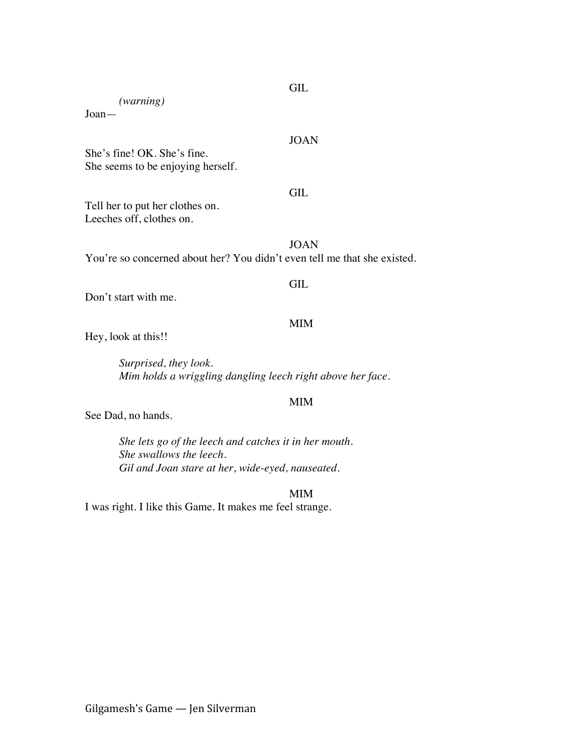GIL

*(warning)*
Joan—

JOAN

She's fine! OK. She's fine.
She seems to be enjoying herself.

GIL

Tell her to put her clothes on.
Leeches off, clothes on.

JOAN

You're so concerned about her? You didn't even tell me that she existed.

GIL

Don't start with me.

MIM

Hey, look at this!!

*Surprised, they look.*
*Mim holds a wriggling dangling leech right above her face.*

MIM

See Dad, no hands.

*She lets go of the leech and catches it in her mouth.*
*She swallows the leech.*
*Gil and Joan stare at her, wide-eyed, nauseated.*

MIM

I was right. I like this Game. It makes me feel strange.